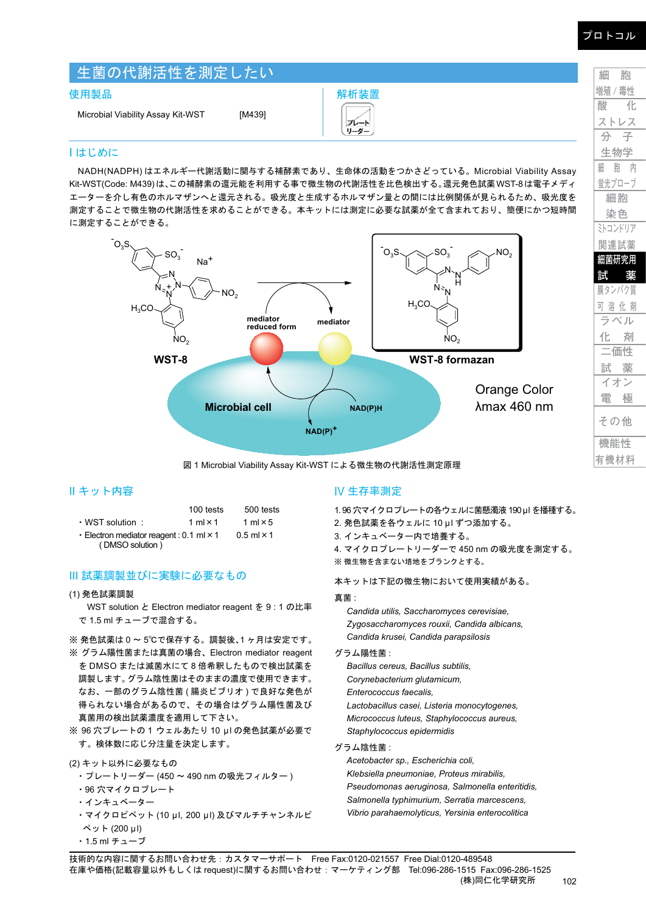# 生菌の代謝活性を測定したい

**使用製品**

Microbial Viability Assay Kit-WST　　[M439]

**解析装置**

プレートリーダー

## I はじめに

NADH(NADPH) はエネルギー代謝活動に関与する補酵素であり、生命体の活動をつかさどっている。Microbial Viability Assay Kit-WST(Code: M439) は、この補酵素の還元能を利用する事で微生物の代謝活性を比色検出する。還元発色試薬 WST-8 は電子メディエーターを介し有色のホルマザンへと還元される。吸光度と生成するホルマザン量との間には比例関係が見られるため、吸光度を測定することで微生物の代謝活性を求めることができる。本キットには測定に必要な試薬が全て含まれており、簡便にかつ短時間に測定することができる。

WST-8 → WST-8 formazan

Microbial cell: $NAD(P)H$ → $NAD(P)^+$; mediator → mediator reduced form

Orange Color
λmax 460 nm

図 1 Microbial Viability Assay Kit-WST による微生物の代謝活性測定原理

## II キット内容

| | 100 tests | 500 tests |
|---|---|---|
| ・WST solution ： | 1 ml × 1 | 1 ml × 5 |
| ・Electron mediator reagent : (DMSO solution) | 0.1 ml × 1 | 0.5 ml × 1 |

## III 試薬調製並びに実験に必要なもの

(1) 発色試薬調製

WST solution と Electron mediator reagent を 9 : 1 の比率で 1.5 ml チューブで混合する。

※ 発色試薬は 0 ～ 5℃で保存する。調製後、1 ヶ月は安定です。

※ グラム陽性菌または真菌の場合、Electron mediator reagent を DMSO または滅菌水にて 8 倍希釈したもので検出試薬を調製します。グラム陰性菌はそのままの濃度で使用できます。なお、一部のグラム陰性菌 ( 腸炎ビブリオ ) で良好な発色が得られない場合があるので、その場合はグラム陽性菌及び真菌用の検出試薬濃度を適用して下さい。

※ 96 穴プレートの 1 ウェルあたり 10 μl の発色試薬が必要です。検体数に応じ分注量を決定します。

(2) キット以外に必要なもの

- プレートリーダー (450 ～ 490 nm の吸光フィルター )
- 96 穴マイクロプレート
- インキュベーター
- マイクロピペット (10 μl, 200 μl) 及びマルチチャンネルピペット (200 μl)
- 1.5 ml チューブ

## IV 生存率測定

1. 96 穴マイクロプレートの各ウェルに菌懸濁液 190 μl を播種する。
2. 発色試薬を各ウェルに 10 μl ずつ添加する。
3. インキュベーター内で培養する。
4. マイクロプレートリーダーで 450 nm の吸光度を測定する。

※ 微生物を含まない培地をブランクとする。

本キットは下記の微生物において使用実績がある。

真菌 :

*Candida utilis, Saccharomyces cerevisiae, Zygosaccharomyces rouxii, Candida albicans, Candida krusei, Candida parapsilosis*

グラム陽性菌 :

*Bacillus cereus, Bacillus subtilis, Corynebacterium glutamicum, Enterococcus faecalis, Lactobacillus casei, Listeria monocytogenes, Micrococcus luteus, Staphylococcus aureus, Staphylococcus epidermidis*

グラム陰性菌 :

*Acetobacter sp., Escherichia coli, Klebsiella pneumoniae, Proteus mirabilis, Pseudomonas aeruginosa, Salmonella enteritidis, Salmonella typhimurium, Serratia marcescens, Vibrio parahaemolyticus, Yersinia enterocolitica*

技術的な内容に関するお問い合わせ先：カスタマーサポート　Free Fax:0120-021557　Free Dial:0120-489548
在庫や価格(記載容量以外もしくは request)に関するお問い合わせ：マーケティング部　Tel:096-286-1515　Fax:096-286-1525
(株)同仁化学研究所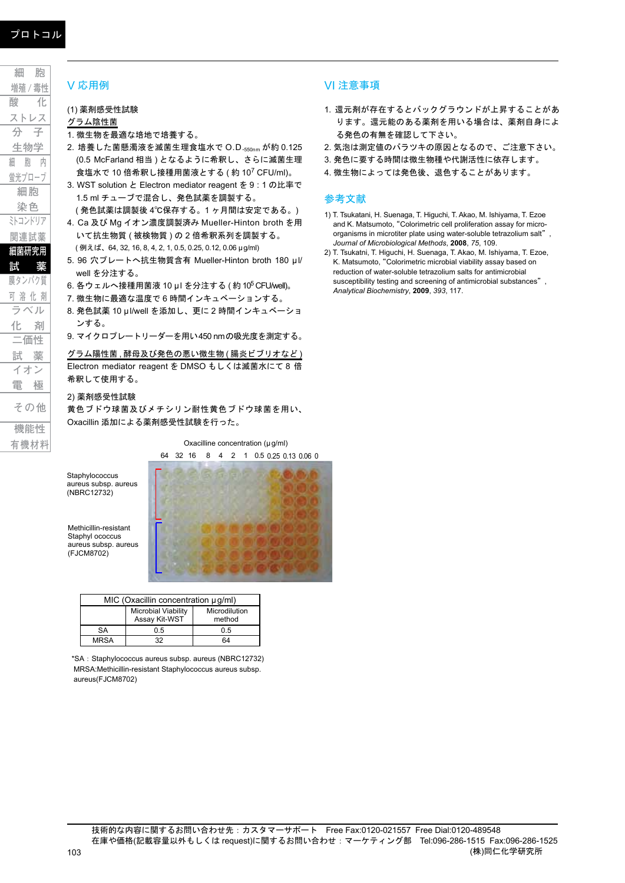## V 応用例

(1) 薬剤感受性試験

グラム陰性菌

1. 微生物を最適な培地で培養する。
2. 培養した菌懸濁液を滅菌生理食塩水で $O.D._{550nm}$ が約 0.125 (0.5 McFarland 相当 ) となるように希釈し、さらに滅菌生理食塩水で 10 倍希釈し接種用菌液とする ( 約 $10^7$ CFU/ml)。
3. WST solution と Electron mediator reagent を 9 : 1 の比率で 1.5 ml チューブで混合し、発色試薬を調製する。
   ( 発色試薬は調製後 4℃保存する。1 ヶ月間は安定である。)
4. Ca 及び Mg イオン濃度調製済み Mueller-Hinton broth を用いて抗生物質 ( 被検物質 ) の 2 倍希釈系列を調製する。
   ( 例えば、64, 32, 16, 8, 4, 2, 1, 0.5, 0.25, 0.12, 0.06 μg/ml)
5. 96 穴プレートへ抗生物質含有 Mueller-Hinton broth 180 μl/ well を分注する。
6. 各ウェルへ接種用菌液 10 μl を分注する ( 約 $10^5$ CFU/well)。
7. 微生物に最適な温度で 6 時間インキュベーションする。
8. 発色試薬 10 μl/well を添加し、更に 2 時間インキュベーションする。
9. マイクロプレートリーダーを用い450 nmの吸光度を測定する。

グラム陽性菌 , 酵母及び発色の悪い微生物 ( 腸炎ビブリオなど )

Electron mediator reagent を DMSO もしくは滅菌水にて 8 倍希釈して使用する。

2) 薬剤感受性試験

黄色ブドウ球菌及びメチシリン耐性黄色ブドウ球菌を用い、Oxacillin 添加による薬剤感受性試験を行った。

Oxacilline concentration (μg/ml)

64 32 16 8 4 2 1 0.5 0.25 0.13 0.06 0

Staphylococcus aureus subsp. aureus (NBRC12732)

Methicillin-resistant Staphyl ococcus aureus subsp. aureus (FJCM8702)

| MIC (Oxacillin concentration μg/ml) | | |
|---|---|---|
| | Microbial Viability Assay Kit-WST | Microdilution method |
| SA | 0.5 | 0.5 |
| MRSA | 32 | 64 |

*SA : Staphylococcus aureus subsp. aureus (NBRC12732)
MRSA:Methicillin-resistant Staphylococcus aureus subsp. aureus(FJCM8702)

## VI 注意事項

1. 還元剤が存在するとバックグラウンドが上昇することがあります。還元能のある薬剤を用いる場合は、薬剤自身による発色の有無を確認して下さい。
2. 気泡は測定値のバラツキの原因となるので、ご注意下さい。
3. 発色に要する時間は微生物種や代謝活性に依存します。
4. 微生物によっては発色後、退色することがあります。

## 参考文献

1) T. Tsukatani, H. Suenaga, T. Higuchi, T. Akao, M. Ishiyama, T. Ezoe and K. Matsumoto, "Colorimetric cell proliferation assay for micro-organisms in microtiter plate using water-soluble tetrazolium salt", *Journal of Microbiological Methods*, **2008**, *75*, 109.
2) T. Tsukatni, T. Higuchi, H. Suenaga, T. Akao, M. Ishiyama, T. Ezoe, K. Matsumoto, "Colorimetric microbial viability assay based on reduction of water-soluble tetrazolium salts for antimicrobial susceptibility testing and screening of antimicrobial substances", *Analytical Biochemistry*, **2009**, *393*, 117.

技術的な内容に関するお問い合わせ先 : カスタマーサポート　Free Fax:0120-021557　Free Dial:0120-489548
在庫や価格(記載容量以外もしくは request)に関するお問い合わせ : マーケティング部　Tel:096-286-1515　Fax:096-286-1525
(株)同仁化学研究所